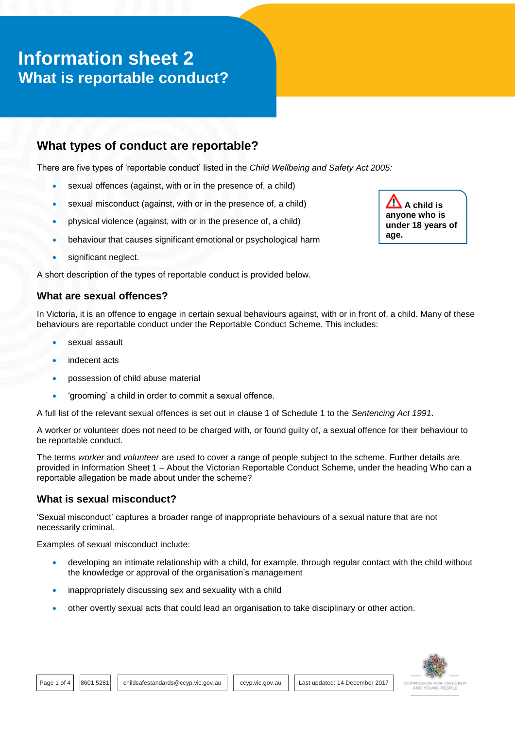# Information sheet 2
## What is reportable conduct?

## What types of conduct are reportable?

There are five types of 'reportable conduct' listed in the *Child Wellbeing and Safety Act 2005:*

- sexual offences (against, with or in the presence of, a child)
- sexual misconduct (against, with or in the presence of, a child)
- physical violence (against, with or in the presence of, a child)
- behaviour that causes significant emotional or psychological harm
- significant neglect.

> **A child is anyone who is under 18 years of age.**

A short description of the types of reportable conduct is provided below.

### What are sexual offences?

In Victoria, it is an offence to engage in certain sexual behaviours against, with or in front of, a child. Many of these behaviours are reportable conduct under the Reportable Conduct Scheme. This includes:

- sexual assault
- indecent acts
- possession of child abuse material
- 'grooming' a child in order to commit a sexual offence.

A full list of the relevant sexual offences is set out in clause 1 of Schedule 1 to the *Sentencing Act 1991*.

A worker or volunteer does not need to be charged with, or found guilty of, a sexual offence for their behaviour to be reportable conduct.

The terms *worker* and *volunteer* are used to cover a range of people subject to the scheme. Further details are provided in Information Sheet 1 – About the Victorian Reportable Conduct Scheme, under the heading Who can a reportable allegation be made about under the scheme?

### What is sexual misconduct?

'Sexual misconduct' captures a broader range of inappropriate behaviours of a sexual nature that are not necessarily criminal.

Examples of sexual misconduct include:

- developing an intimate relationship with a child, for example, through regular contact with the child without the knowledge or approval of the organisation's management
- inappropriately discussing sex and sexuality with a child
- other overtly sexual acts that could lead an organisation to take disciplinary or other action.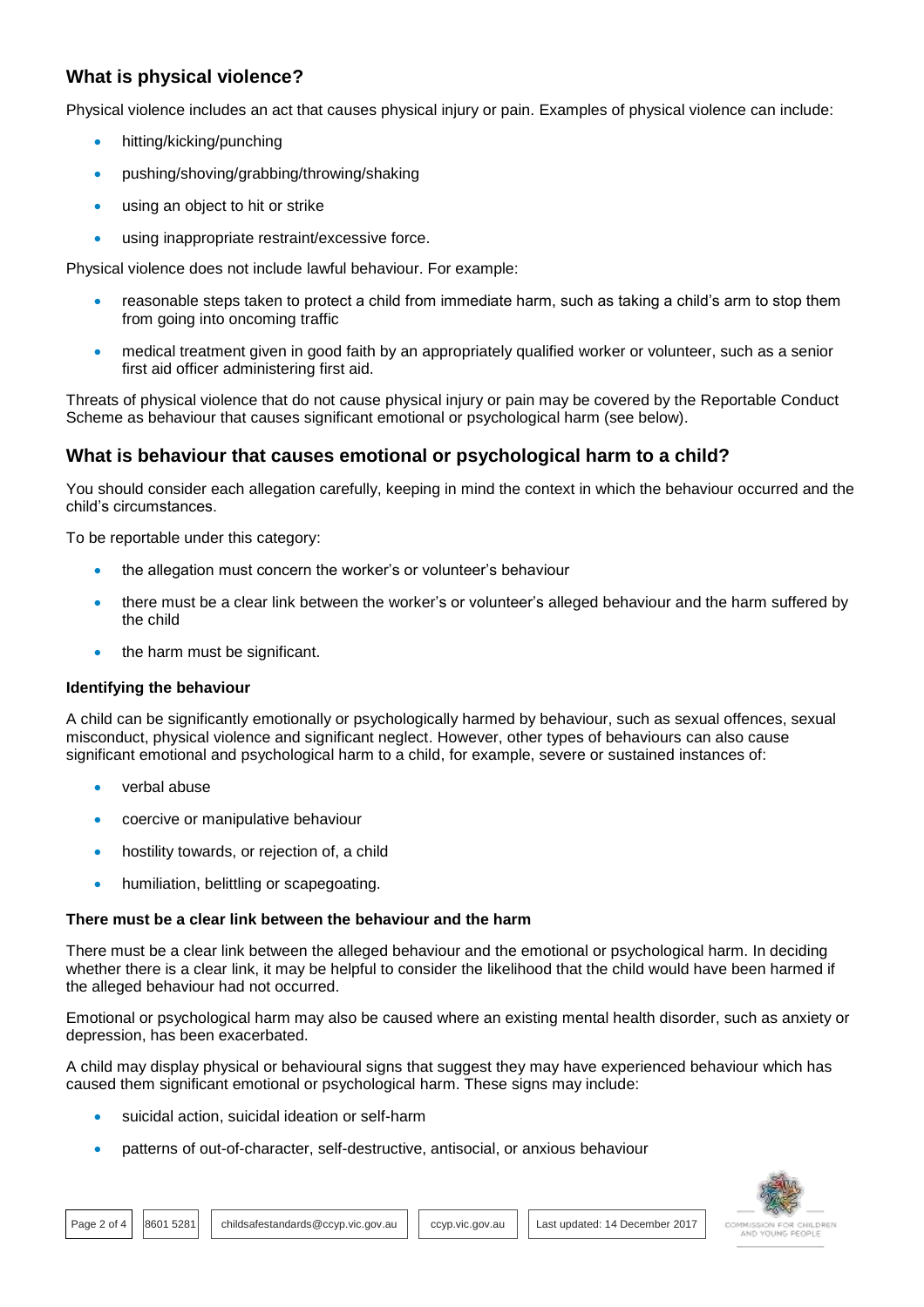## What is physical violence?

Physical violence includes an act that causes physical injury or pain. Examples of physical violence can include:

- hitting/kicking/punching
- pushing/shoving/grabbing/throwing/shaking
- using an object to hit or strike
- using inappropriate restraint/excessive force.

Physical violence does not include lawful behaviour. For example:

- reasonable steps taken to protect a child from immediate harm, such as taking a child's arm to stop them from going into oncoming traffic
- medical treatment given in good faith by an appropriately qualified worker or volunteer, such as a senior first aid officer administering first aid.

Threats of physical violence that do not cause physical injury or pain may be covered by the Reportable Conduct Scheme as behaviour that causes significant emotional or psychological harm (see below).

## What is behaviour that causes emotional or psychological harm to a child?

You should consider each allegation carefully, keeping in mind the context in which the behaviour occurred and the child's circumstances.

To be reportable under this category:

- the allegation must concern the worker's or volunteer's behaviour
- there must be a clear link between the worker's or volunteer's alleged behaviour and the harm suffered by the child
- the harm must be significant.

**Identifying the behaviour**

A child can be significantly emotionally or psychologically harmed by behaviour, such as sexual offences, sexual misconduct, physical violence and significant neglect. However, other types of behaviours can also cause significant emotional and psychological harm to a child, for example, severe or sustained instances of:

- verbal abuse
- coercive or manipulative behaviour
- hostility towards, or rejection of, a child
- humiliation, belittling or scapegoating.

**There must be a clear link between the behaviour and the harm**

There must be a clear link between the alleged behaviour and the emotional or psychological harm. In deciding whether there is a clear link, it may be helpful to consider the likelihood that the child would have been harmed if the alleged behaviour had not occurred.

Emotional or psychological harm may also be caused where an existing mental health disorder, such as anxiety or depression, has been exacerbated.

A child may display physical or behavioural signs that suggest they may have experienced behaviour which has caused them significant emotional or psychological harm. These signs may include:

- suicidal action, suicidal ideation or self-harm
- patterns of out-of-character, self-destructive, antisocial, or anxious behaviour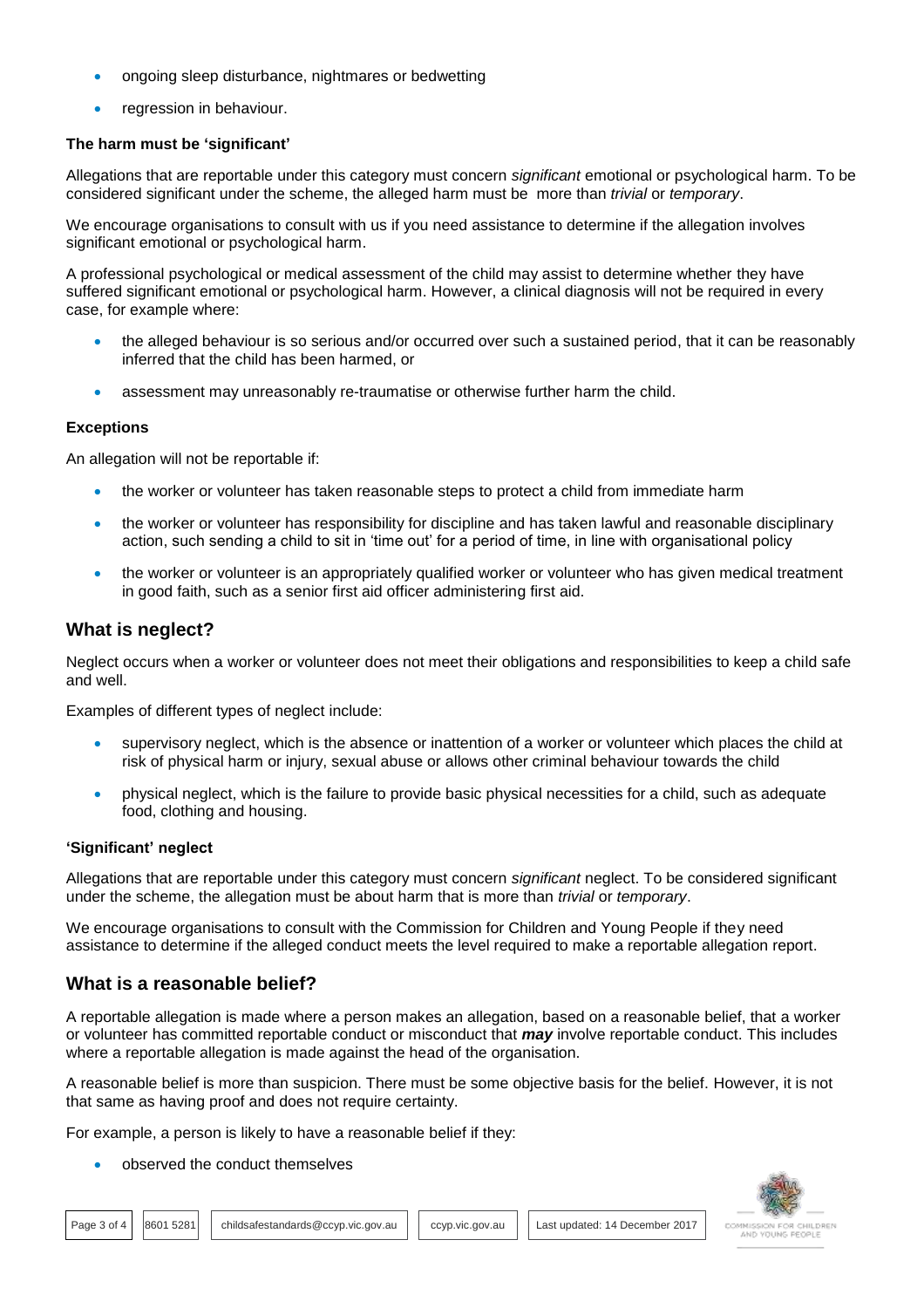- ongoing sleep disturbance, nightmares or bedwetting
- regression in behaviour.

#### The harm must be 'significant'

Allegations that are reportable under this category must concern *significant* emotional or psychological harm. To be considered significant under the scheme, the alleged harm must be more than *trivial* or *temporary*.

We encourage organisations to consult with us if you need assistance to determine if the allegation involves significant emotional or psychological harm.

A professional psychological or medical assessment of the child may assist to determine whether they have suffered significant emotional or psychological harm. However, a clinical diagnosis will not be required in every case, for example where:

- the alleged behaviour is so serious and/or occurred over such a sustained period, that it can be reasonably inferred that the child has been harmed, or
- assessment may unreasonably re-traumatise or otherwise further harm the child.

#### Exceptions

An allegation will not be reportable if:

- the worker or volunteer has taken reasonable steps to protect a child from immediate harm
- the worker or volunteer has responsibility for discipline and has taken lawful and reasonable disciplinary action, such sending a child to sit in 'time out' for a period of time, in line with organisational policy
- the worker or volunteer is an appropriately qualified worker or volunteer who has given medical treatment in good faith, such as a senior first aid officer administering first aid.

## What is neglect?

Neglect occurs when a worker or volunteer does not meet their obligations and responsibilities to keep a child safe and well.

Examples of different types of neglect include:

- supervisory neglect, which is the absence or inattention of a worker or volunteer which places the child at risk of physical harm or injury, sexual abuse or allows other criminal behaviour towards the child
- physical neglect, which is the failure to provide basic physical necessities for a child, such as adequate food, clothing and housing.

#### 'Significant' neglect

Allegations that are reportable under this category must concern *significant* neglect. To be considered significant under the scheme, the allegation must be about harm that is more than *trivial* or *temporary*.

We encourage organisations to consult with the Commission for Children and Young People if they need assistance to determine if the alleged conduct meets the level required to make a reportable allegation report.

## What is a reasonable belief?

A reportable allegation is made where a person makes an allegation, based on a reasonable belief, that a worker or volunteer has committed reportable conduct or misconduct that ***may*** involve reportable conduct. This includes where a reportable allegation is made against the head of the organisation.

A reasonable belief is more than suspicion. There must be some objective basis for the belief. However, it is not that same as having proof and does not require certainty.

For example, a person is likely to have a reasonable belief if they:

- observed the conduct themselves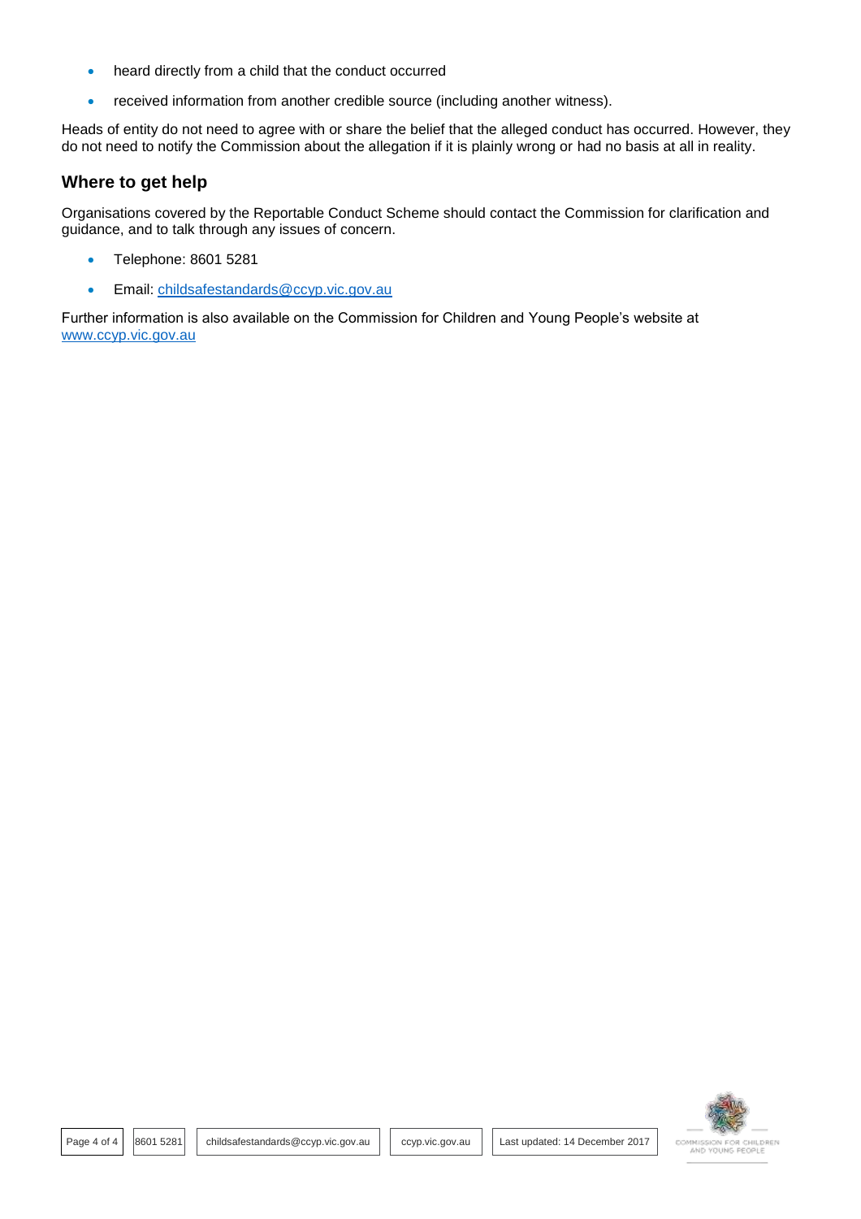- heard directly from a child that the conduct occurred
- received information from another credible source (including another witness).

Heads of entity do not need to agree with or share the belief that the alleged conduct has occurred. However, they do not need to notify the Commission about the allegation if it is plainly wrong or had no basis at all in reality.

## Where to get help

Organisations covered by the Reportable Conduct Scheme should contact the Commission for clarification and guidance, and to talk through any issues of concern.

- Telephone: 8601 5281
- Email: [childsafestandards@ccyp.vic.gov.au](mailto:childsafestandards@ccyp.vic.gov.au)

Further information is also available on the Commission for Children and Young People's website at [www.ccyp.vic.gov.au](http://www.ccyp.vic.gov.au)